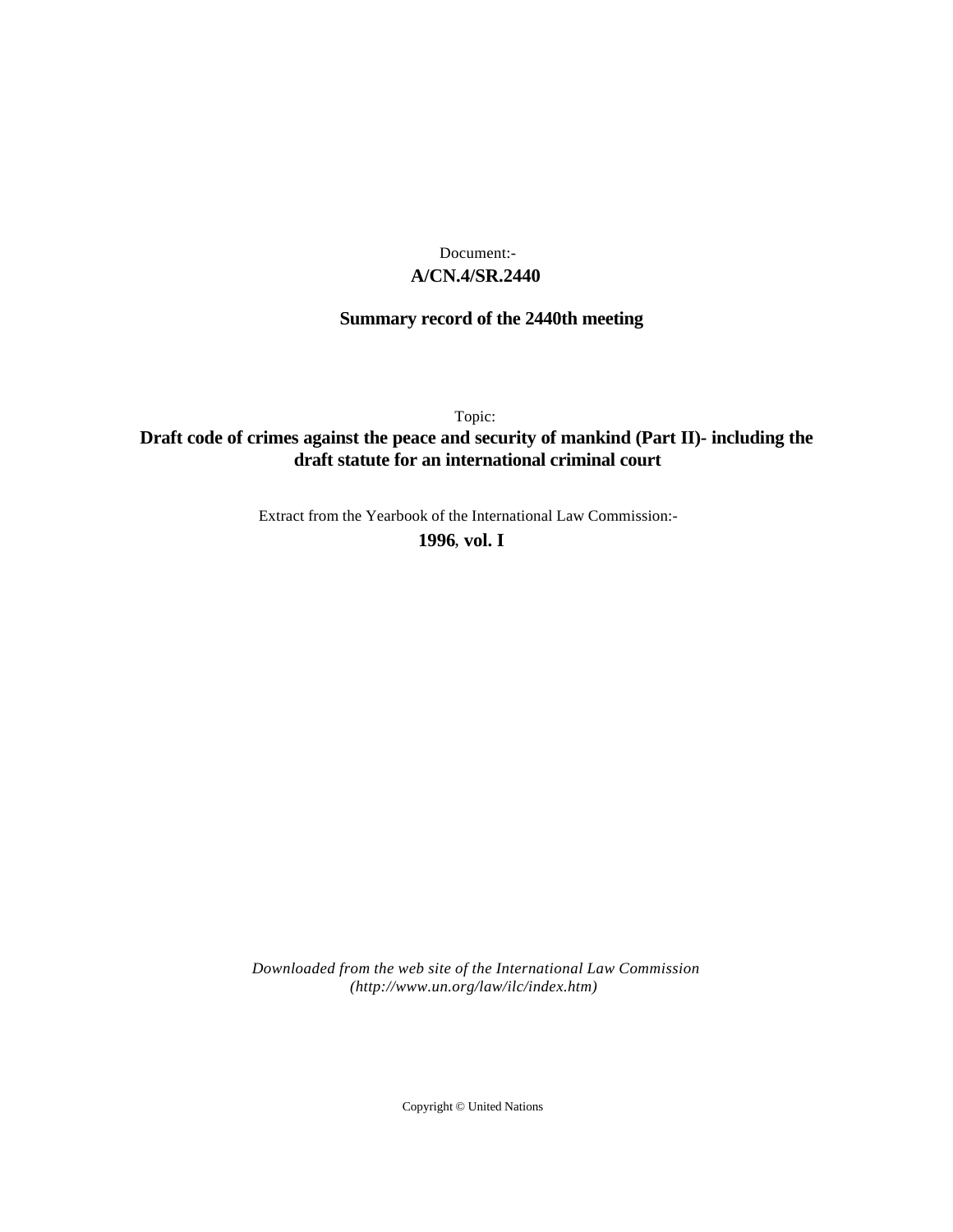Document:-

**A/CN.4/SR.2440**

**Summary record of the 2440th meeting**

Topic:

**Draft code of crimes against the peace and security of mankind (Part II)- including the draft statute for an international criminal court**

Extract from the Yearbook of the International Law Commission:-

**1996, vol. I**

*Downloaded from the web site of the International Law Commission (http://www.un.org/law/ilc/index.htm)*

Copyright © United Nations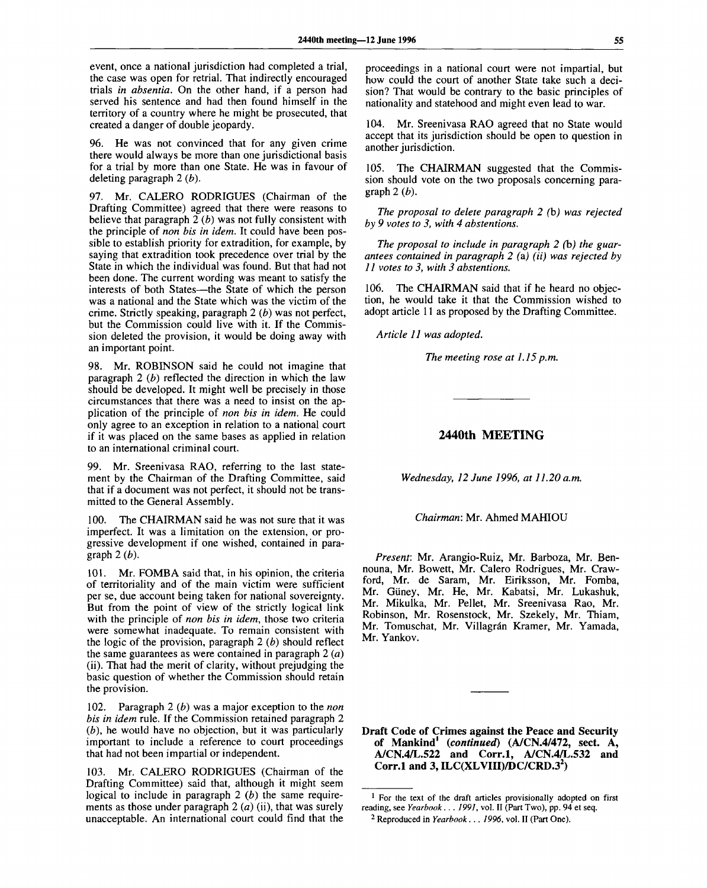event, once a national jurisdiction had completed a trial, the case was open for retrial. That indirectly encouraged trials *in absentia*. On the other hand, if a person had served his sentence and had then found himself in the territory of a country where he might be prosecuted, that created a danger of double jeopardy.

96. He was not convinced that for any given crime there would always be more than one jurisdictional basis for a trial by more than one State. He was in favour of deleting paragraph 2 (*b*).

97. Mr. CALERO RODRIGUES (Chairman of the Drafting Committee) agreed that there were reasons to believe that paragraph 2 (*b*) was not fully consistent with the principle of *non bis in idem*. It could have been possible to establish priority for extradition, for example, by saying that extradition took precedence over trial by the State in which the individual was found. But that had not been done. The current wording was meant to satisfy the interests of both States—the State of which the person was a national and the State which was the victim of the crime. Strictly speaking, paragraph 2 (*b*) was not perfect, but the Commission could live with it. If the Commission deleted the provision, it would be doing away with an important point.

98. Mr. ROBINSON said he could not imagine that paragraph 2 (*b*) reflected the direction in which the law should be developed. It might well be precisely in those circumstances that there was a need to insist on the application of the principle of *non bis in idem*. He could only agree to an exception in relation to a national court if it was placed on the same bases as applied in relation to an international criminal court.

99. Mr. Sreenivasa RAO, referring to the last statement by the Chairman of the Drafting Committee, said that if a document was not perfect, it should not be transmitted to the General Assembly.

100. The CHAIRMAN said he was not sure that it was imperfect. It was a limitation on the extension, or progressive development if one wished, contained in paragraph 2 (*b*).

101. Mr. FOMBA said that, in his opinion, the criteria of territoriality and of the main victim were sufficient per se, due account being taken for national sovereignty. But from the point of view of the strictly logical link with the principle of *non bis in idem*, those two criteria were somewhat inadequate. To remain consistent with the logic of the provision, paragraph 2 (*b*) should reflect the same guarantees as were contained in paragraph 2 (*a*) (ii). That had the merit of clarity, without prejudging the basic question of whether the Commission should retain the provision.

102. Paragraph 2 (*b*) was a major exception to the *non bis in idem* rule. If the Commission retained paragraph 2 (*b*), he would have no objection, but it was particularly important to include a reference to court proceedings that had not been impartial or independent.

103. Mr. CALERO RODRIGUES (Chairman of the Drafting Committee) said that, although it might seem logical to include in paragraph 2 (*b*) the same requirements as those under paragraph 2 (*a*) (ii), that was surely unacceptable. An international court could find that the proceedings in a national court were not impartial, but how could the court of another State take such a decision? That would be contrary to the basic principles of nationality and statehood and might even lead to war.

104. Mr. Sreenivasa RAO agreed that no State would accept that its jurisdiction should be open to question in another jurisdiction.

105. The CHAIRMAN suggested that the Commission should vote on the two proposals concerning paragraph 2 (*b*).

*The proposal to delete paragraph 2 (*b*) was rejected by 9 votes to 3, with 4 abstentions.*

*The proposal to include in paragraph 2 (*b*) the guarantees contained in paragraph 2 (*a*) (ii) was rejected by 11 votes to 3, with 3 abstentions.*

106. The CHAIRMAN said that if he heard no objection, he would take it that the Commission wished to adopt article 11 as proposed by the Drafting Committee.

*Article 11 was adopted.*

*The meeting rose at 1.15 p.m.*

---

## 2440th MEETING

*Wednesday, 12 June 1996, at 11.20 a.m.*

*Chairman*: Mr. Ahmed MAHIOU

*Present*: Mr. Arangio-Ruiz, Mr. Barboza, Mr. Bennouna, Mr. Bowett, Mr. Calero Rodrigues, Mr. Crawford, Mr. de Saram, Mr. Eiriksson, Mr. Fomba, Mr. Güney, Mr. He, Mr. Kabatsi, Mr. Lukashuk, Mr. Mikulka, Mr. Pellet, Mr. Sreenivasa Rao, Mr. Robinson, Mr. Rosenstock, Mr. Szekely, Mr. Thiam, Mr. Tomuschat, Mr. Villagrán Kramer, Mr. Yamada, Mr. Yankov.

---

### Draft Code of Crimes against the Peace and Security of Mankind[1] (*continued*) (A/CN.4/472, sect. A, A/CN.4/L.522 and Corr.1, A/CN.4/L.532 and Corr.1 and 3, ILC(XLVIII)/DC/CRD.3[2])

[1] For the text of the draft articles provisionally adopted on first reading, see *Yearbook . . . 1991*, vol. II (Part Two), pp. 94 et seq.

[2] Reproduced in *Yearbook . . . 1996*, vol. II (Part One).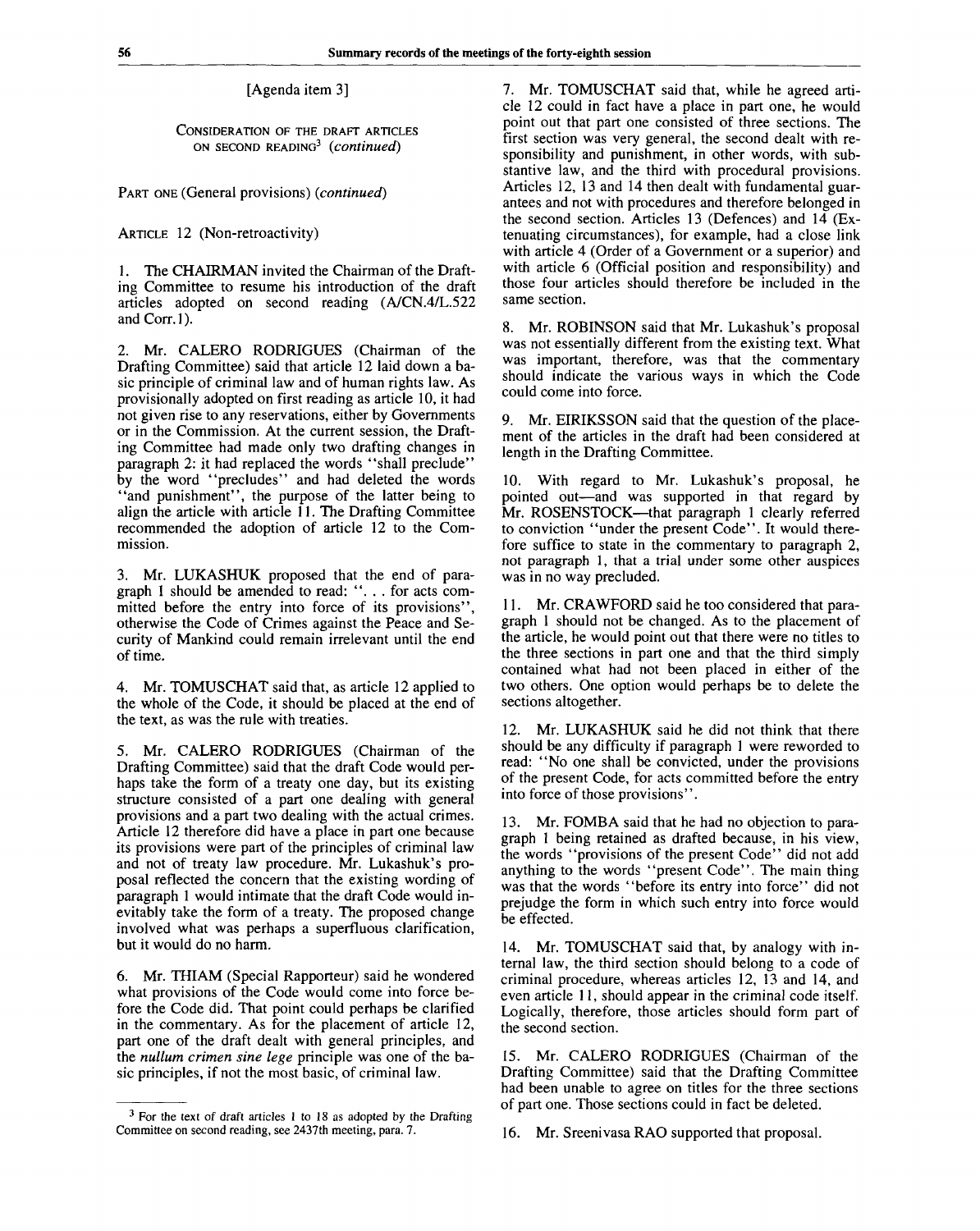[Agenda item 3]

CONSIDERATION OF THE DRAFT ARTICLES ON SECOND READING[3] (*continued*)

PART ONE (General provisions) (*continued*)

ARTICLE 12 (Non-retroactivity)

1. The CHAIRMAN invited the Chairman of the Drafting Committee to resume his introduction of the draft articles adopted on second reading (A/CN.4/L.522 and Corr.1).

2. Mr. CALERO RODRIGUES (Chairman of the Drafting Committee) said that article 12 laid down a basic principle of criminal law and of human rights law. As provisionally adopted on first reading as article 10, it had not given rise to any reservations, either by Governments or in the Commission. At the current session, the Drafting Committee had made only two drafting changes in paragraph 2: it had replaced the words "shall preclude" by the word "precludes" and had deleted the words "and punishment", the purpose of the latter being to align the article with article 11. The Drafting Committee recommended the adoption of article 12 to the Commission.

3. Mr. LUKASHUK proposed that the end of paragraph 1 should be amended to read: ". . . for acts committed before the entry into force of its provisions", otherwise the Code of Crimes against the Peace and Security of Mankind could remain irrelevant until the end of time.

4. Mr. TOMUSCHAT said that, as article 12 applied to the whole of the Code, it should be placed at the end of the text, as was the rule with treaties.

5. Mr. CALERO RODRIGUES (Chairman of the Drafting Committee) said that the draft Code would perhaps take the form of a treaty one day, but its existing structure consisted of a part one dealing with general provisions and a part two dealing with the actual crimes. Article 12 therefore did have a place in part one because its provisions were part of the principles of criminal law and not of treaty law procedure. Mr. Lukashuk's proposal reflected the concern that the existing wording of paragraph 1 would intimate that the draft Code would inevitably take the form of a treaty. The proposed change involved what was perhaps a superfluous clarification, but it would do no harm.

6. Mr. THIAM (Special Rapporteur) said he wondered what provisions of the Code would come into force before the Code did. That point could perhaps be clarified in the commentary. As for the placement of article 12, part one of the draft dealt with general principles, and the *nullum crimen sine lege* principle was one of the basic principles, if not the most basic, of criminal law.

7. Mr. TOMUSCHAT said that, while he agreed article 12 could in fact have a place in part one, he would point out that part one consisted of three sections. The first section was very general, the second dealt with responsibility and punishment, in other words, with substantive law, and the third with procedural provisions. Articles 12, 13 and 14 then dealt with fundamental guarantees and not with procedures and therefore belonged in the second section. Articles 13 (Defences) and 14 (Extenuating circumstances), for example, had a close link with article 4 (Order of a Government or a superior) and with article 6 (Official position and responsibility) and those four articles should therefore be included in the same section.

8. Mr. ROBINSON said that Mr. Lukashuk's proposal was not essentially different from the existing text. What was important, therefore, was that the commentary should indicate the various ways in which the Code could come into force.

9. Mr. EIRIKSSON said that the question of the placement of the articles in the draft had been considered at length in the Drafting Committee.

10. With regard to Mr. Lukashuk's proposal, he pointed out—and was supported in that regard by Mr. ROSENSTOCK—that paragraph 1 clearly referred to conviction "under the present Code". It would therefore suffice to state in the commentary to paragraph 2, not paragraph 1, that a trial under some other auspices was in no way precluded.

11. Mr. CRAWFORD said he too considered that paragraph 1 should not be changed. As to the placement of the article, he would point out that there were no titles to the three sections in part one and that the third simply contained what had not been placed in either of the two others. One option would perhaps be to delete the sections altogether.

12. Mr. LUKASHUK said he did not think that there should be any difficulty if paragraph 1 were reworded to read: "No one shall be convicted, under the provisions of the present Code, for acts committed before the entry into force of those provisions".

13. Mr. FOMBA said that he had no objection to paragraph 1 being retained as drafted because, in his view, the words "provisions of the present Code" did not add anything to the words "present Code". The main thing was that the words "before its entry into force" did not prejudge the form in which such entry into force would be effected.

14. Mr. TOMUSCHAT said that, by analogy with internal law, the third section should belong to a code of criminal procedure, whereas articles 12, 13 and 14, and even article 11, should appear in the criminal code itself. Logically, therefore, those articles should form part of the second section.

15. Mr. CALERO RODRIGUES (Chairman of the Drafting Committee) said that the Drafting Committee had been unable to agree on titles for the three sections of part one. Those sections could in fact be deleted.

16. Mr. Sreenivasa RAO supported that proposal.

---

[3] For the text of draft articles 1 to 18 as adopted by the Drafting Committee on second reading, see 2437th meeting, para. 7.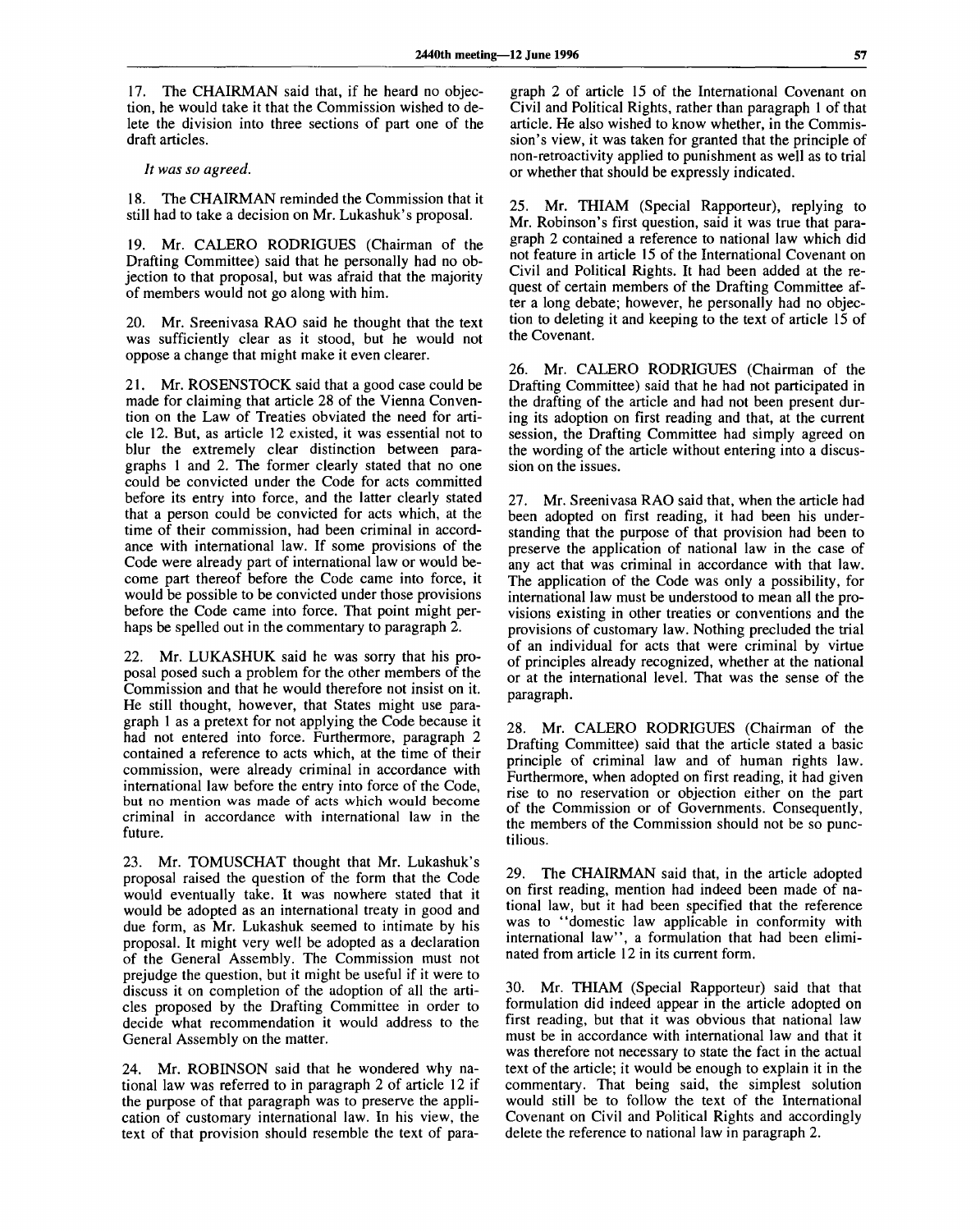17. The CHAIRMAN said that, if he heard no objection, he would take it that the Commission wished to delete the division into three sections of part one of the draft articles.

*It was so agreed.*

18. The CHAIRMAN reminded the Commission that it still had to take a decision on Mr. Lukashuk's proposal.

19. Mr. CALERO RODRIGUES (Chairman of the Drafting Committee) said that he personally had no objection to that proposal, but was afraid that the majority of members would not go along with him.

20. Mr. Sreenivasa RAO said he thought that the text was sufficiently clear as it stood, but he would not oppose a change that might make it even clearer.

21. Mr. ROSENSTOCK said that a good case could be made for claiming that article 28 of the Vienna Convention on the Law of Treaties obviated the need for article 12. But, as article 12 existed, it was essential not to blur the extremely clear distinction between paragraphs 1 and 2. The former clearly stated that no one could be convicted under the Code for acts committed before its entry into force, and the latter clearly stated that a person could be convicted for acts which, at the time of their commission, had been criminal in accordance with international law. If some provisions of the Code were already part of international law or would become part thereof before the Code came into force, it would be possible to be convicted under those provisions before the Code came into force. That point might perhaps be spelled out in the commentary to paragraph 2.

22. Mr. LUKASHUK said he was sorry that his proposal posed such a problem for the other members of the Commission and that he would therefore not insist on it. He still thought, however, that States might use paragraph 1 as a pretext for not applying the Code because it had not entered into force. Furthermore, paragraph 2 contained a reference to acts which, at the time of their commission, were already criminal in accordance with international law before the entry into force of the Code, but no mention was made of acts which would become criminal in accordance with international law in the future.

23. Mr. TOMUSCHAT thought that Mr. Lukashuk's proposal raised the question of the form that the Code would eventually take. It was nowhere stated that it would be adopted as an international treaty in good and due form, as Mr. Lukashuk seemed to intimate by his proposal. It might very well be adopted as a declaration of the General Assembly. The Commission must not prejudge the question, but it might be useful if it were to discuss it on completion of the adoption of all the articles proposed by the Drafting Committee in order to decide what recommendation it would address to the General Assembly on the matter.

24. Mr. ROBINSON said that he wondered why national law was referred to in paragraph 2 of article 12 if the purpose of that paragraph was to preserve the application of customary international law. In his view, the text of that provision should resemble the text of paragraph 2 of article 15 of the International Covenant on Civil and Political Rights, rather than paragraph 1 of that article. He also wished to know whether, in the Commission's view, it was taken for granted that the principle of non-retroactivity applied to punishment as well as to trial or whether that should be expressly indicated.

25. Mr. THIAM (Special Rapporteur), replying to Mr. Robinson's first question, said it was true that paragraph 2 contained a reference to national law which did not feature in article 15 of the International Covenant on Civil and Political Rights. It had been added at the request of certain members of the Drafting Committee after a long debate; however, he personally had no objection to deleting it and keeping to the text of article 15 of the Covenant.

26. Mr. CALERO RODRIGUES (Chairman of the Drafting Committee) said that he had not participated in the drafting of the article and had not been present during its adoption on first reading and that, at the current session, the Drafting Committee had simply agreed on the wording of the article without entering into a discussion on the issues.

27. Mr. Sreenivasa RAO said that, when the article had been adopted on first reading, it had been his understanding that the purpose of that provision had been to preserve the application of national law in the case of any act that was criminal in accordance with that law. The application of the Code was only a possibility, for international law must be understood to mean all the provisions existing in other treaties or conventions and the provisions of customary law. Nothing precluded the trial of an individual for acts that were criminal by virtue of principles already recognized, whether at the national or at the international level. That was the sense of the paragraph.

28. Mr. CALERO RODRIGUES (Chairman of the Drafting Committee) said that the article stated a basic principle of criminal law and of human rights law. Furthermore, when adopted on first reading, it had given rise to no reservation or objection either on the part of the Commission or of Governments. Consequently, the members of the Commission should not be so punctilious.

29. The CHAIRMAN said that, in the article adopted on first reading, mention had indeed been made of national law, but it had been specified that the reference was to "domestic law applicable in conformity with international law", a formulation that had been eliminated from article 12 in its current form.

30. Mr. THIAM (Special Rapporteur) said that that formulation did indeed appear in the article adopted on first reading, but that it was obvious that national law must be in accordance with international law and that it was therefore not necessary to state the fact in the actual text of the article; it would be enough to explain it in the commentary. That being said, the simplest solution would still be to follow the text of the International Covenant on Civil and Political Rights and accordingly delete the reference to national law in paragraph 2.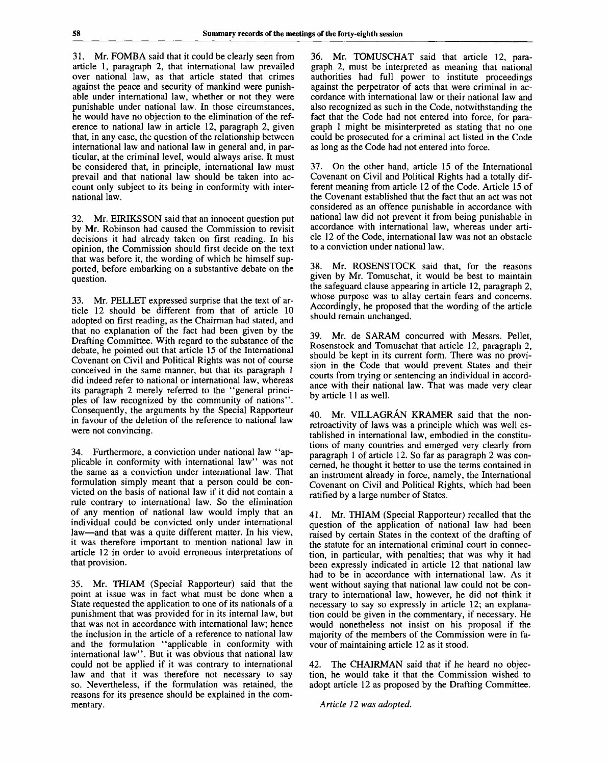31. Mr. FOMBA said that it could be clearly seen from article 1, paragraph 2, that international law prevailed over national law, as that article stated that crimes against the peace and security of mankind were punishable under international law, whether or not they were punishable under national law. In those circumstances, he would have no objection to the elimination of the reference to national law in article 12, paragraph 2, given that, in any case, the question of the relationship between international law and national law in general and, in particular, at the criminal level, would always arise. It must be considered that, in principle, international law must prevail and that national law should be taken into account only subject to its being in conformity with international law.

32. Mr. EIRIKSSON said that an innocent question put by Mr. Robinson had caused the Commission to revisit decisions it had already taken on first reading. In his opinion, the Commission should first decide on the text that was before it, the wording of which he himself supported, before embarking on a substantive debate on the question.

33. Mr. PELLET expressed surprise that the text of article 12 should be different from that of article 10 adopted on first reading, as the Chairman had stated, and that no explanation of the fact had been given by the Drafting Committee. With regard to the substance of the debate, he pointed out that article 15 of the International Covenant on Civil and Political Rights was not of course conceived in the same manner, but that its paragraph 1 did indeed refer to national or international law, whereas its paragraph 2 merely referred to the "general principles of law recognized by the community of nations". Consequently, the arguments by the Special Rapporteur in favour of the deletion of the reference to national law were not convincing.

34. Furthermore, a conviction under national law "applicable in conformity with international law" was not the same as a conviction under international law. That formulation simply meant that a person could be convicted on the basis of national law if it did not contain a rule contrary to international law. So the elimination of any mention of national law would imply that an individual could be convicted only under international law—and that was a quite different matter. In his view, it was therefore important to mention national law in article 12 in order to avoid erroneous interpretations of that provision.

35. Mr. THIAM (Special Rapporteur) said that the point at issue was in fact what must be done when a State requested the application to one of its nationals of a punishment that was provided for in its internal law, but that was not in accordance with international law; hence the inclusion in the article of a reference to national law and the formulation "applicable in conformity with international law". But it was obvious that national law could not be applied if it was contrary to international law and that it was therefore not necessary to say so. Nevertheless, if the formulation was retained, the reasons for its presence should be explained in the commentary.

36. Mr. TOMUSCHAT said that article 12, paragraph 2, must be interpreted as meaning that national authorities had full power to institute proceedings against the perpetrator of acts that were criminal in accordance with international law or their national law and also recognized as such in the Code, notwithstanding the fact that the Code had not entered into force, for paragraph 1 might be misinterpreted as stating that no one could be prosecuted for a criminal act listed in the Code as long as the Code had not entered into force.

37. On the other hand, article 15 of the International Covenant on Civil and Political Rights had a totally different meaning from article 12 of the Code. Article 15 of the Covenant established that the fact that an act was not considered as an offence punishable in accordance with national law did not prevent it from being punishable in accordance with international law, whereas under article 12 of the Code, international law was not an obstacle to a conviction under national law.

38. Mr. ROSENSTOCK said that, for the reasons given by Mr. Tomuschat, it would be best to maintain the safeguard clause appearing in article 12, paragraph 2, whose purpose was to allay certain fears and concerns. Accordingly, he proposed that the wording of the article should remain unchanged.

39. Mr. de SARAM concurred with Messrs. Pellet, Rosenstock and Tomuschat that article 12, paragraph 2, should be kept in its current form. There was no provision in the Code that would prevent States and their courts from trying or sentencing an individual in accordance with their national law. That was made very clear by article 11 as well.

40. Mr. VILLAGRÁN KRAMER said that the non-retroactivity of laws was a principle which was well established in international law, embodied in the constitutions of many countries and emerged very clearly from paragraph 1 of article 12. So far as paragraph 2 was concerned, he thought it better to use the terms contained in an instrument already in force, namely, the International Covenant on Civil and Political Rights, which had been ratified by a large number of States.

41. Mr. THIAM (Special Rapporteur) recalled that the question of the application of national law had been raised by certain States in the context of the drafting of the statute for an international criminal court in connection, in particular, with penalties; that was why it had been expressly indicated in article 12 that national law had to be in accordance with international law. As it went without saying that national law could not be contrary to international law, however, he did not think it necessary to say so expressly in article 12; an explanation could be given in the commentary, if necessary. He would nonetheless not insist on his proposal if the majority of the members of the Commission were in favour of maintaining article 12 as it stood.

42. The CHAIRMAN said that if he heard no objection, he would take it that the Commission wished to adopt article 12 as proposed by the Drafting Committee.

*Article 12 was adopted.*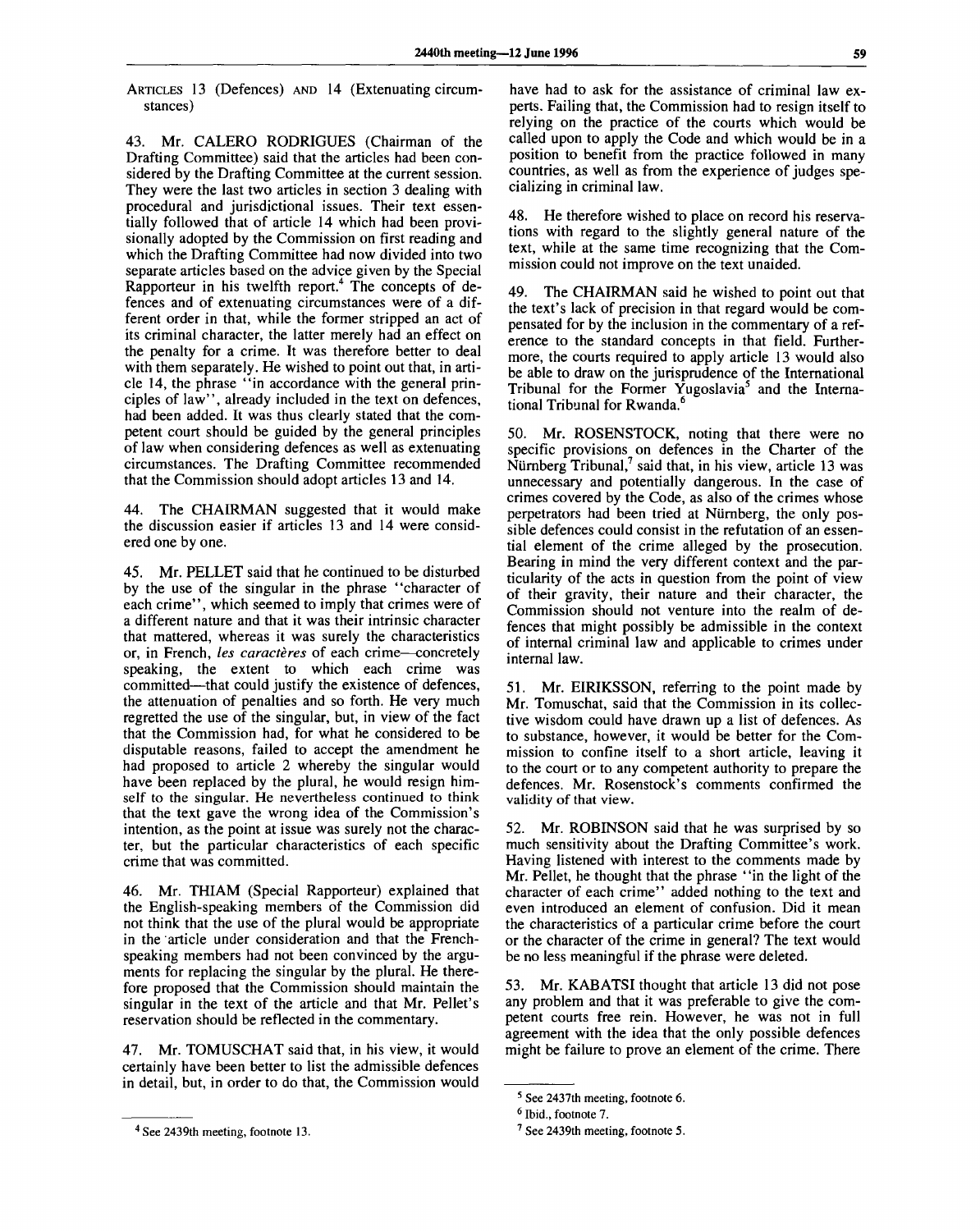ARTICLES 13 (Defences) AND 14 (Extenuating circumstances)

43. Mr. CALERO RODRIGUES (Chairman of the Drafting Committee) said that the articles had been considered by the Drafting Committee at the current session. They were the last two articles in section 3 dealing with procedural and jurisdictional issues. Their text essentially followed that of article 14 which had been provisionally adopted by the Commission on first reading and which the Drafting Committee had now divided into two separate articles based on the advice given by the Special Rapporteur in his twelfth report.[4] The concepts of defences and of extenuating circumstances were of a different order in that, while the former stripped an act of its criminal character, the latter merely had an effect on the penalty for a crime. It was therefore better to deal with them separately. He wished to point out that, in article 14, the phrase "in accordance with the general principles of law", already included in the text on defences, had been added. It was thus clearly stated that the competent court should be guided by the general principles of law when considering defences as well as extenuating circumstances. The Drafting Committee recommended that the Commission should adopt articles 13 and 14.

44. The CHAIRMAN suggested that it would make the discussion easier if articles 13 and 14 were considered one by one.

45. Mr. PELLET said that he continued to be disturbed by the use of the singular in the phrase "character of each crime", which seemed to imply that crimes were of a different nature and that it was their intrinsic character that mattered, whereas it was surely the characteristics or, in French, *les caractères* of each crime—concretely speaking, the extent to which each crime was committed—that could justify the existence of defences, the attenuation of penalties and so forth. He very much regretted the use of the singular, but, in view of the fact that the Commission had, for what he considered to be disputable reasons, failed to accept the amendment he had proposed to article 2 whereby the singular would have been replaced by the plural, he would resign himself to the singular. He nevertheless continued to think that the text gave the wrong idea of the Commission's intention, as the point at issue was surely not the character, but the particular characteristics of each specific crime that was committed.

46. Mr. THIAM (Special Rapporteur) explained that the English-speaking members of the Commission did not think that the use of the plural would be appropriate in the article under consideration and that the French-speaking members had not been convinced by the arguments for replacing the singular by the plural. He therefore proposed that the Commission should maintain the singular in the text of the article and that Mr. Pellet's reservation should be reflected in the commentary.

47. Mr. TOMUSCHAT said that, in his view, it would certainly have been better to list the admissible defences in detail, but, in order to do that, the Commission would have had to ask for the assistance of criminal law experts. Failing that, the Commission had to resign itself to relying on the practice of the courts which would be called upon to apply the Code and which would be in a position to benefit from the practice followed in many countries, as well as from the experience of judges specializing in criminal law.

48. He therefore wished to place on record his reservations with regard to the slightly general nature of the text, while at the same time recognizing that the Commission could not improve on the text unaided.

49. The CHAIRMAN said he wished to point out that the text's lack of precision in that regard would be compensated for by the inclusion in the commentary of a reference to the standard concepts in that field. Furthermore, the courts required to apply article 13 would also be able to draw on the jurisprudence of the International Tribunal for the Former Yugoslavia[5] and the International Tribunal for Rwanda.[6]

50. Mr. ROSENSTOCK, noting that there were no specific provisions on defences in the Charter of the Nürnberg Tribunal,[7] said that, in his view, article 13 was unnecessary and potentially dangerous. In the case of crimes covered by the Code, as also of the crimes whose perpetrators had been tried at Nürnberg, the only possible defences could consist in the refutation of an essential element of the crime alleged by the prosecution. Bearing in mind the very different context and the particularity of the acts in question from the point of view of their gravity, their nature and their character, the Commission should not venture into the realm of defences that might possibly be admissible in the context of internal criminal law and applicable to crimes under internal law.

51. Mr. EIRIKSSON, referring to the point made by Mr. Tomuschat, said that the Commission in its collective wisdom could have drawn up a list of defences. As to substance, however, it would be better for the Commission to confine itself to a short article, leaving it to the court or to any competent authority to prepare the defences. Mr. Rosenstock's comments confirmed the validity of that view.

52. Mr. ROBINSON said that he was surprised by so much sensitivity about the Drafting Committee's work. Having listened with interest to the comments made by Mr. Pellet, he thought that the phrase "in the light of the character of each crime" added nothing to the text and even introduced an element of confusion. Did it mean the characteristics of a particular crime before the court or the character of the crime in general? The text would be no less meaningful if the phrase were deleted.

53. Mr. KABATSI thought that article 13 did not pose any problem and that it was preferable to give the competent courts free rein. However, he was not in full agreement with the idea that the only possible defences might be failure to prove an element of the crime. There

---

[4] See 2439th meeting, footnote 13.

[5] See 2437th meeting, footnote 6.

[6] Ibid., footnote 7.

[7] See 2439th meeting, footnote 5.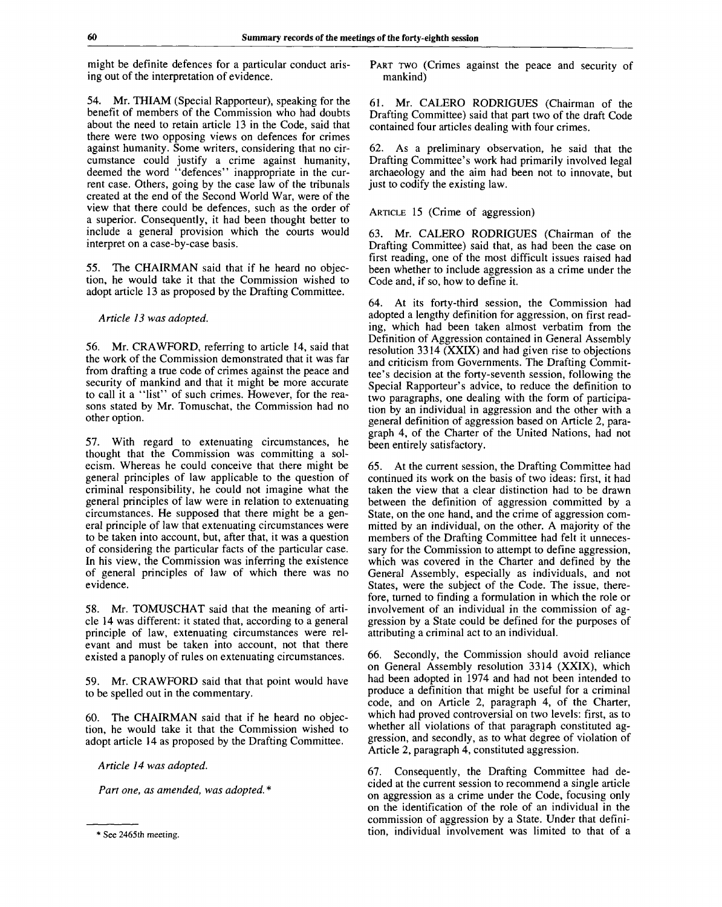might be definite defences for a particular conduct arising out of the interpretation of evidence.

54. Mr. THIAM (Special Rapporteur), speaking for the benefit of members of the Commission who had doubts about the need to retain article 13 in the Code, said that there were two opposing views on defences for crimes against humanity. Some writers, considering that no circumstance could justify a crime against humanity, deemed the word "defences" inappropriate in the current case. Others, going by the case law of the tribunals created at the end of the Second World War, were of the view that there could be defences, such as the order of a superior. Consequently, it had been thought better to include a general provision which the courts would interpret on a case-by-case basis.

55. The CHAIRMAN said that if he heard no objection, he would take it that the Commission wished to adopt article 13 as proposed by the Drafting Committee.

*Article 13 was adopted.*

56. Mr. CRAWFORD, referring to article 14, said that the work of the Commission demonstrated that it was far from drafting a true code of crimes against the peace and security of mankind and that it might be more accurate to call it a "list" of such crimes. However, for the reasons stated by Mr. Tomuschat, the Commission had no other option.

57. With regard to extenuating circumstances, he thought that the Commission was committing a solecism. Whereas he could conceive that there might be general principles of law applicable to the question of criminal responsibility, he could not imagine what the general principles of law were in relation to extenuating circumstances. He supposed that there might be a general principle of law that extenuating circumstances were to be taken into account, but, after that, it was a question of considering the particular facts of the particular case. In his view, the Commission was inferring the existence of general principles of law of which there was no evidence.

58. Mr. TOMUSCHAT said that the meaning of article 14 was different: it stated that, according to a general principle of law, extenuating circumstances were relevant and must be taken into account, not that there existed a panoply of rules on extenuating circumstances.

59. Mr. CRAWFORD said that that point would have to be spelled out in the commentary.

60. The CHAIRMAN said that if he heard no objection, he would take it that the Commission wished to adopt article 14 as proposed by the Drafting Committee.

*Article 14 was adopted.*

*Part one, as amended, was adopted.**

\* See 2465th meeting.

PART TWO (Crimes against the peace and security of mankind)

61. Mr. CALERO RODRIGUES (Chairman of the Drafting Committee) said that part two of the draft Code contained four articles dealing with four crimes.

62. As a preliminary observation, he said that the Drafting Committee's work had primarily involved legal archaeology and the aim had been not to innovate, but just to codify the existing law.

ARTICLE 15 (Crime of aggression)

63. Mr. CALERO RODRIGUES (Chairman of the Drafting Committee) said that, as had been the case on first reading, one of the most difficult issues raised had been whether to include aggression as a crime under the Code and, if so, how to define it.

64. At its forty-third session, the Commission had adopted a lengthy definition for aggression, on first reading, which had been taken almost verbatim from the Definition of Aggression contained in General Assembly resolution 3314 (XXIX) and had given rise to objections and criticism from Governments. The Drafting Committee's decision at the forty-seventh session, following the Special Rapporteur's advice, to reduce the definition to two paragraphs, one dealing with the form of participation by an individual in aggression and the other with a general definition of aggression based on Article 2, paragraph 4, of the Charter of the United Nations, had not been entirely satisfactory.

65. At the current session, the Drafting Committee had continued its work on the basis of two ideas: first, it had taken the view that a clear distinction had to be drawn between the definition of aggression committed by a State, on the one hand, and the crime of aggression committed by an individual, on the other. A majority of the members of the Drafting Committee had felt it unnecessary for the Commission to attempt to define aggression, which was covered in the Charter and defined by the General Assembly, especially as individuals, and not States, were the subject of the Code. The issue, therefore, turned to finding a formulation in which the role or involvement of an individual in the commission of aggression by a State could be defined for the purposes of attributing a criminal act to an individual.

66. Secondly, the Commission should avoid reliance on General Assembly resolution 3314 (XXIX), which had been adopted in 1974 and had not been intended to produce a definition that might be useful for a criminal code, and on Article 2, paragraph 4, of the Charter, which had proved controversial on two levels: first, as to whether all violations of that paragraph constituted aggression, and secondly, as to what degree of violation of Article 2, paragraph 4, constituted aggression.

67. Consequently, the Drafting Committee had decided at the current session to recommend a single article on aggression as a crime under the Code, focusing only on the identification of the role of an individual in the commission of aggression by a State. Under that definition, individual involvement was limited to that of a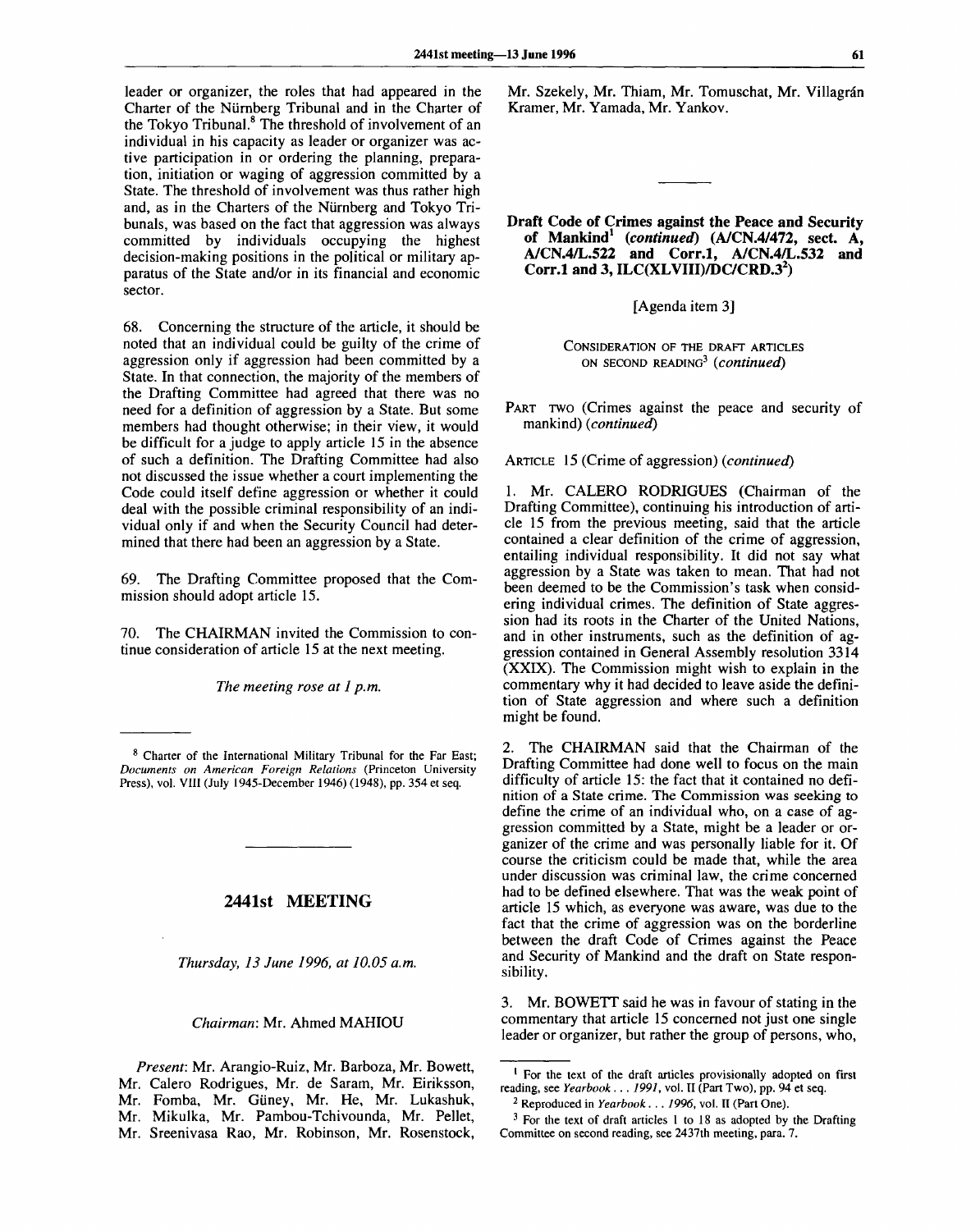leader or organizer, the roles that had appeared in the Charter of the Nürnberg Tribunal and in the Charter of the Tokyo Tribunal.[8] The threshold of involvement of an individual in his capacity as leader or organizer was active participation in or ordering the planning, preparation, initiation or waging of aggression committed by a State. The threshold of involvement was thus rather high and, as in the Charters of the Nürnberg and Tokyo Tribunals, was based on the fact that aggression was always committed by individuals occupying the highest decision-making positions in the political or military apparatus of the State and/or in its financial and economic sector.

68. Concerning the structure of the article, it should be noted that an individual could be guilty of the crime of aggression only if aggression had been committed by a State. In that connection, the majority of the members of the Drafting Committee had agreed that there was no need for a definition of aggression by a State. But some members had thought otherwise; in their view, it would be difficult for a judge to apply article 15 in the absence of such a definition. The Drafting Committee had also not discussed the issue whether a court implementing the Code could itself define aggression or whether it could deal with the possible criminal responsibility of an individual only if and when the Security Council had determined that there had been an aggression by a State.

69. The Drafting Committee proposed that the Commission should adopt article 15.

70. The CHAIRMAN invited the Commission to continue consideration of article 15 at the next meeting.

*The meeting rose at 1 p.m.*

[8] Charter of the International Military Tribunal for the Far East; *Documents on American Foreign Relations* (Princeton University Press), vol. VIII (July 1945-December 1946) (1948), pp. 354 et seq.

## 2441st MEETING

*Thursday, 13 June 1996, at 10.05 a.m.*

*Chairman*: Mr. Ahmed MAHIOU

*Present*: Mr. Arangio-Ruiz, Mr. Barboza, Mr. Bowett, Mr. Calero Rodrigues, Mr. de Saram, Mr. Eiriksson, Mr. Fomba, Mr. Güney, Mr. He, Mr. Lukashuk, Mr. Mikulka, Mr. Pambou-Tchivounda, Mr. Pellet, Mr. Sreenivasa Rao, Mr. Robinson, Mr. Rosenstock, Mr. Szekely, Mr. Thiam, Mr. Tomuschat, Mr. Villagrán Kramer, Mr. Yamada, Mr. Yankov.

### Draft Code of Crimes against the Peace and Security of Mankind[1] (*continued*) (A/CN.4/472, sect. A, A/CN.4/L.522 and Corr.1, A/CN.4/L.532 and Corr.1 and 3, ILC(XLVIII)/DC/CRD.3[2])

[Agenda item 3]

CONSIDERATION OF THE DRAFT ARTICLES ON SECOND READING[3] (*continued*)

PART TWO (Crimes against the peace and security of mankind) (*continued*)

ARTICLE 15 (Crime of aggression) (*continued*)

1. Mr. CALERO RODRIGUES (Chairman of the Drafting Committee), continuing his introduction of article 15 from the previous meeting, said that the article contained a clear definition of the crime of aggression, entailing individual responsibility. It did not say what aggression by a State was taken to mean. That had not been deemed to be the Commission's task when considering individual crimes. The definition of State aggression had its roots in the Charter of the United Nations, and in other instruments, such as the definition of aggression contained in General Assembly resolution 3314 (XXIX). The Commission might wish to explain in the commentary why it had decided to leave aside the definition of State aggression and where such a definition might be found.

2. The CHAIRMAN said that the Chairman of the Drafting Committee had done well to focus on the main difficulty of article 15: the fact that it contained no definition of a State crime. The Commission was seeking to define the crime of an individual who, on a case of aggression committed by a State, might be a leader or organizer of the crime and was personally liable for it. Of course the criticism could be made that, while the area under discussion was criminal law, the crime concerned had to be defined elsewhere. That was the weak point of article 15 which, as everyone was aware, was due to the fact that the crime of aggression was on the borderline between the draft Code of Crimes against the Peace and Security of Mankind and the draft on State responsibility.

3. Mr. BOWETT said he was in favour of stating in the commentary that article 15 concerned not just one single leader or organizer, but rather the group of persons, who,

[1] For the text of the draft articles provisionally adopted on first reading, see *Yearbook . . . 1991*, vol. II (Part Two), pp. 94 et seq.

[2] Reproduced in *Yearbook . . . 1996*, vol. II (Part One).

[3] For the text of draft articles 1 to 18 as adopted by the Drafting Committee on second reading, see 2437th meeting, para. 7.